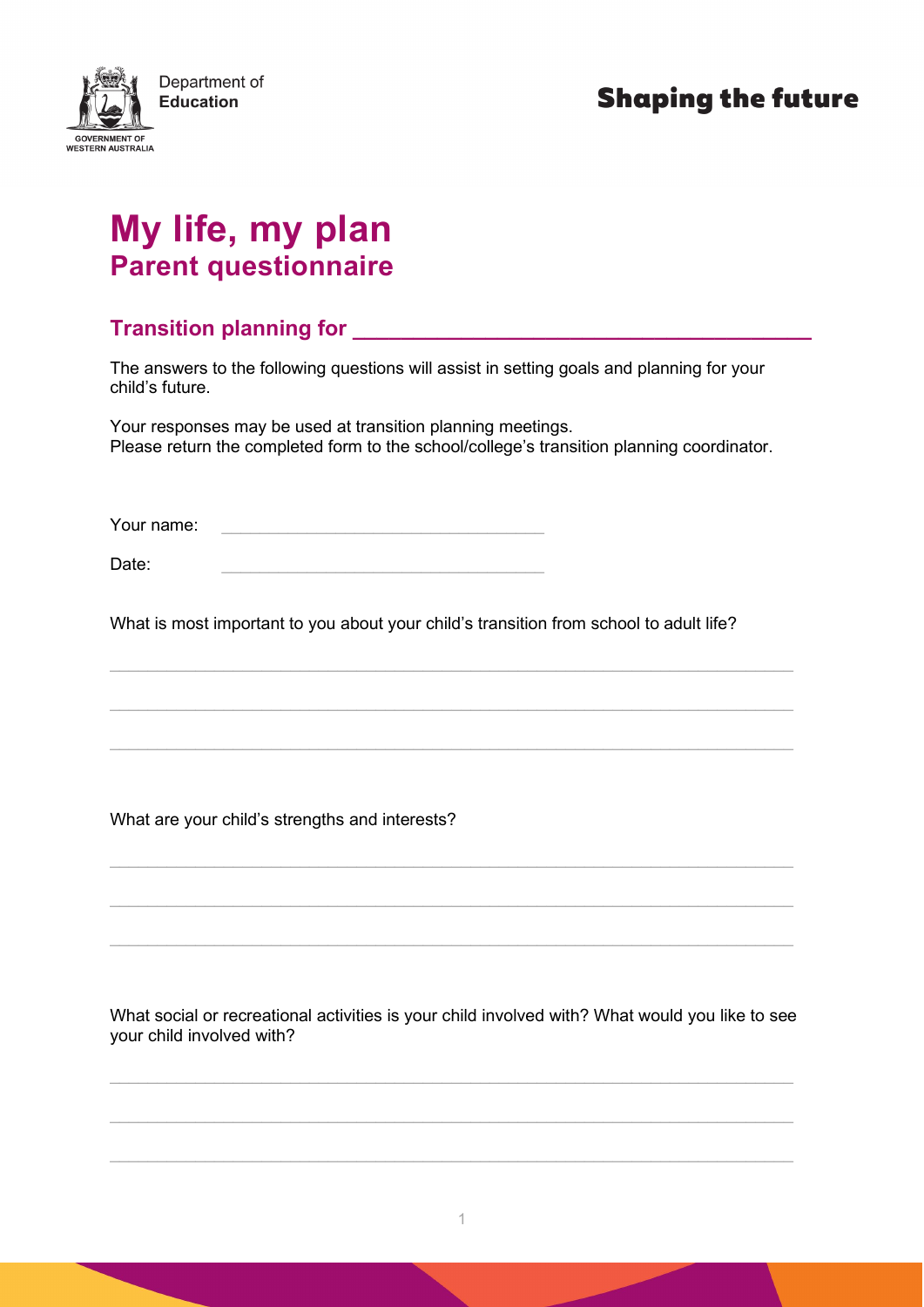Department of **Education**

GOVERNMENT OF WESTERN AUSTRALIA

**Shaping the future**

# My life, my plan
## Parent questionnaire

### Transition planning for ________________________________________

The answers to the following questions will assist in setting goals and planning for your child's future.

Your responses may be used at transition planning meetings.
Please return the completed form to the school/college's transition planning coordinator.

Your name: ____________________________________

Date: ____________________________________

What is most important to you about your child's transition from school to adult life?

_______________________________________________________________________________

_______________________________________________________________________________

_______________________________________________________________________________

What are your child's strengths and interests?

_______________________________________________________________________________

_______________________________________________________________________________

_______________________________________________________________________________

What social or recreational activities is your child involved with? What would you like to see your child involved with?

_______________________________________________________________________________

_______________________________________________________________________________

_______________________________________________________________________________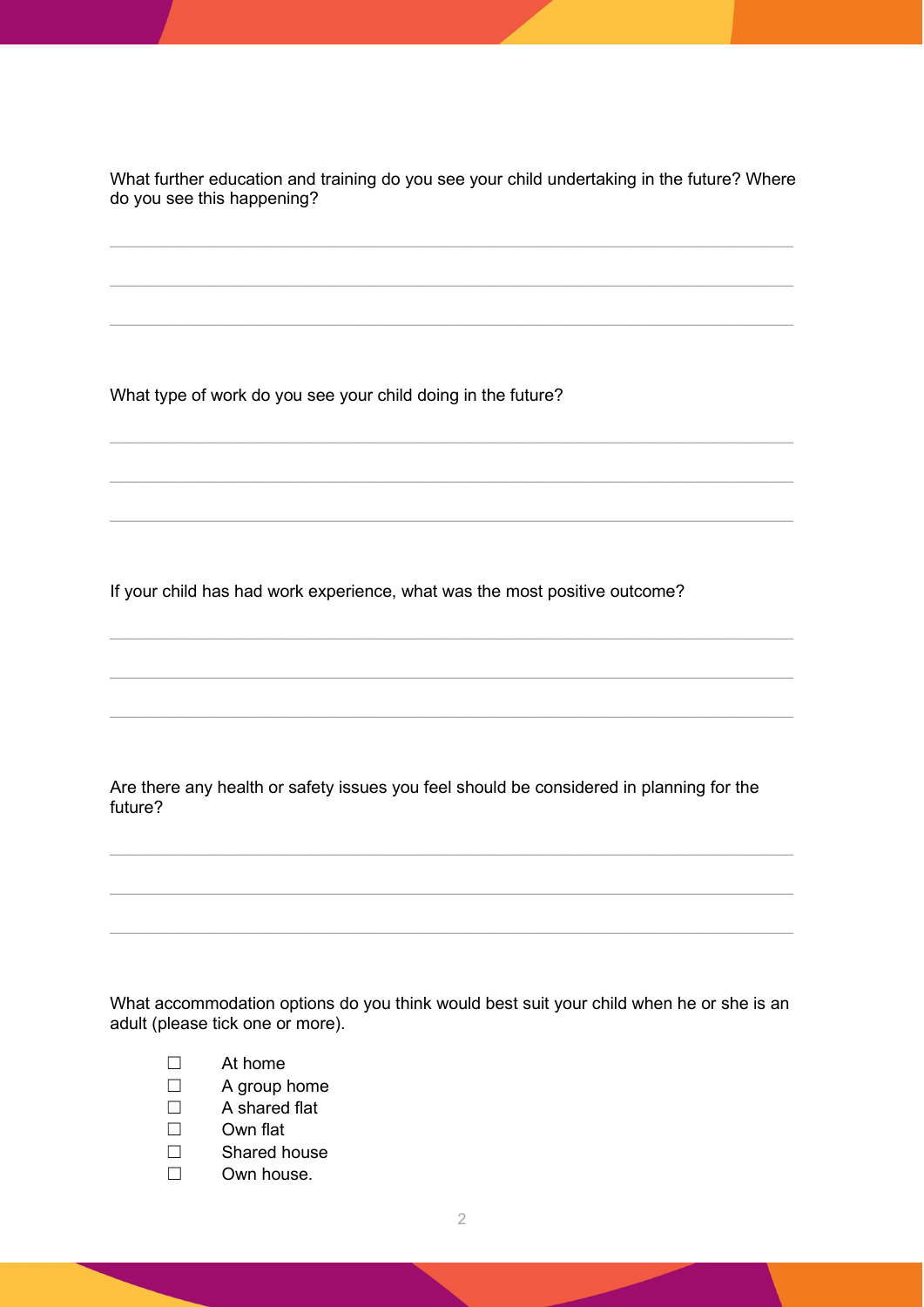What further education and training do you see your child undertaking in the future? Where do you see this happening?

\_\_\_\_\_\_\_\_\_\_\_\_\_\_\_\_\_\_\_\_\_\_\_\_\_\_\_\_\_\_\_\_\_\_\_\_\_\_\_\_\_\_\_\_\_\_\_\_\_\_\_\_\_\_\_\_\_\_\_\_\_\_\_\_\_\_\_\_\_\_\_\_

\_\_\_\_\_\_\_\_\_\_\_\_\_\_\_\_\_\_\_\_\_\_\_\_\_\_\_\_\_\_\_\_\_\_\_\_\_\_\_\_\_\_\_\_\_\_\_\_\_\_\_\_\_\_\_\_\_\_\_\_\_\_\_\_\_\_\_\_\_\_\_\_

\_\_\_\_\_\_\_\_\_\_\_\_\_\_\_\_\_\_\_\_\_\_\_\_\_\_\_\_\_\_\_\_\_\_\_\_\_\_\_\_\_\_\_\_\_\_\_\_\_\_\_\_\_\_\_\_\_\_\_\_\_\_\_\_\_\_\_\_\_\_\_\_

What type of work do you see your child doing in the future?

\_\_\_\_\_\_\_\_\_\_\_\_\_\_\_\_\_\_\_\_\_\_\_\_\_\_\_\_\_\_\_\_\_\_\_\_\_\_\_\_\_\_\_\_\_\_\_\_\_\_\_\_\_\_\_\_\_\_\_\_\_\_\_\_\_\_\_\_\_\_\_\_

\_\_\_\_\_\_\_\_\_\_\_\_\_\_\_\_\_\_\_\_\_\_\_\_\_\_\_\_\_\_\_\_\_\_\_\_\_\_\_\_\_\_\_\_\_\_\_\_\_\_\_\_\_\_\_\_\_\_\_\_\_\_\_\_\_\_\_\_\_\_\_\_

\_\_\_\_\_\_\_\_\_\_\_\_\_\_\_\_\_\_\_\_\_\_\_\_\_\_\_\_\_\_\_\_\_\_\_\_\_\_\_\_\_\_\_\_\_\_\_\_\_\_\_\_\_\_\_\_\_\_\_\_\_\_\_\_\_\_\_\_\_\_\_\_

If your child has had work experience, what was the most positive outcome?

\_\_\_\_\_\_\_\_\_\_\_\_\_\_\_\_\_\_\_\_\_\_\_\_\_\_\_\_\_\_\_\_\_\_\_\_\_\_\_\_\_\_\_\_\_\_\_\_\_\_\_\_\_\_\_\_\_\_\_\_\_\_\_\_\_\_\_\_\_\_\_\_

\_\_\_\_\_\_\_\_\_\_\_\_\_\_\_\_\_\_\_\_\_\_\_\_\_\_\_\_\_\_\_\_\_\_\_\_\_\_\_\_\_\_\_\_\_\_\_\_\_\_\_\_\_\_\_\_\_\_\_\_\_\_\_\_\_\_\_\_\_\_\_\_

\_\_\_\_\_\_\_\_\_\_\_\_\_\_\_\_\_\_\_\_\_\_\_\_\_\_\_\_\_\_\_\_\_\_\_\_\_\_\_\_\_\_\_\_\_\_\_\_\_\_\_\_\_\_\_\_\_\_\_\_\_\_\_\_\_\_\_\_\_\_\_\_

Are there any health or safety issues you feel should be considered in planning for the future?

\_\_\_\_\_\_\_\_\_\_\_\_\_\_\_\_\_\_\_\_\_\_\_\_\_\_\_\_\_\_\_\_\_\_\_\_\_\_\_\_\_\_\_\_\_\_\_\_\_\_\_\_\_\_\_\_\_\_\_\_\_\_\_\_\_\_\_\_\_\_\_\_

\_\_\_\_\_\_\_\_\_\_\_\_\_\_\_\_\_\_\_\_\_\_\_\_\_\_\_\_\_\_\_\_\_\_\_\_\_\_\_\_\_\_\_\_\_\_\_\_\_\_\_\_\_\_\_\_\_\_\_\_\_\_\_\_\_\_\_\_\_\_\_\_

\_\_\_\_\_\_\_\_\_\_\_\_\_\_\_\_\_\_\_\_\_\_\_\_\_\_\_\_\_\_\_\_\_\_\_\_\_\_\_\_\_\_\_\_\_\_\_\_\_\_\_\_\_\_\_\_\_\_\_\_\_\_\_\_\_\_\_\_\_\_\_\_

What accommodation options do you think would best suit your child when he or she is an adult (please tick one or more).

- ☐ At home
- ☐ A group home
- ☐ A shared flat
- ☐ Own flat
- ☐ Shared house
- ☐ Own house.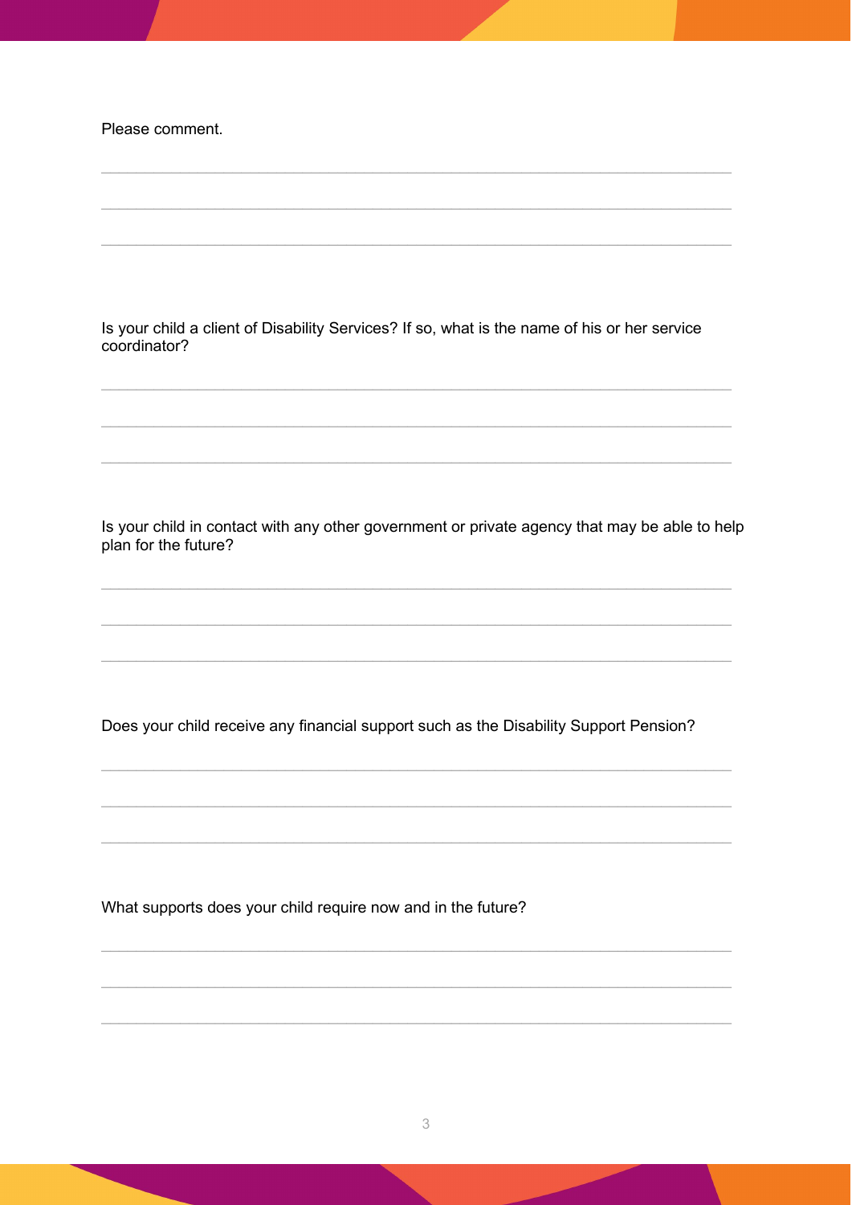Please comment.

______________________________________________________________________

______________________________________________________________________

______________________________________________________________________

Is your child a client of Disability Services? If so, what is the name of his or her service coordinator?

______________________________________________________________________

______________________________________________________________________

______________________________________________________________________

Is your child in contact with any other government or private agency that may be able to help plan for the future?

______________________________________________________________________

______________________________________________________________________

______________________________________________________________________

Does your child receive any financial support such as the Disability Support Pension?

______________________________________________________________________

______________________________________________________________________

______________________________________________________________________

What supports does your child require now and in the future?

______________________________________________________________________

______________________________________________________________________

______________________________________________________________________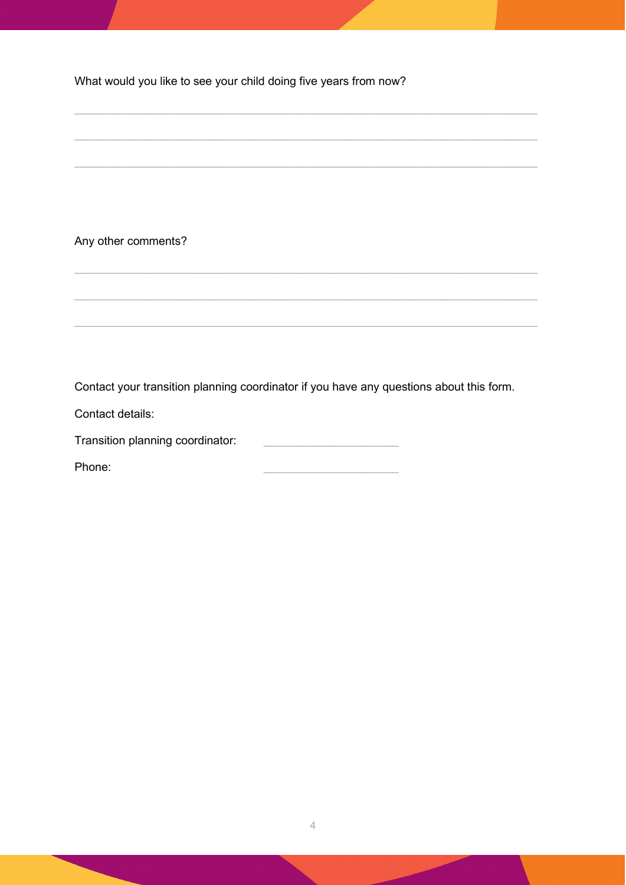What would you like to see your child doing five years from now?

\_\_\_\_\_\_\_\_\_\_\_\_\_\_\_\_\_\_\_\_\_\_\_\_\_\_\_\_\_\_\_\_\_\_\_\_\_\_\_\_\_\_\_\_\_\_\_\_\_\_\_\_\_\_\_\_\_\_\_\_\_\_\_\_\_\_\_\_\_\_\_\_\_\_\_\_\_\_

\_\_\_\_\_\_\_\_\_\_\_\_\_\_\_\_\_\_\_\_\_\_\_\_\_\_\_\_\_\_\_\_\_\_\_\_\_\_\_\_\_\_\_\_\_\_\_\_\_\_\_\_\_\_\_\_\_\_\_\_\_\_\_\_\_\_\_\_\_\_\_\_\_\_\_\_\_\_

\_\_\_\_\_\_\_\_\_\_\_\_\_\_\_\_\_\_\_\_\_\_\_\_\_\_\_\_\_\_\_\_\_\_\_\_\_\_\_\_\_\_\_\_\_\_\_\_\_\_\_\_\_\_\_\_\_\_\_\_\_\_\_\_\_\_\_\_\_\_\_\_\_\_\_\_\_\_

Any other comments?

\_\_\_\_\_\_\_\_\_\_\_\_\_\_\_\_\_\_\_\_\_\_\_\_\_\_\_\_\_\_\_\_\_\_\_\_\_\_\_\_\_\_\_\_\_\_\_\_\_\_\_\_\_\_\_\_\_\_\_\_\_\_\_\_\_\_\_\_\_\_\_\_\_\_\_\_\_\_

\_\_\_\_\_\_\_\_\_\_\_\_\_\_\_\_\_\_\_\_\_\_\_\_\_\_\_\_\_\_\_\_\_\_\_\_\_\_\_\_\_\_\_\_\_\_\_\_\_\_\_\_\_\_\_\_\_\_\_\_\_\_\_\_\_\_\_\_\_\_\_\_\_\_\_\_\_\_

\_\_\_\_\_\_\_\_\_\_\_\_\_\_\_\_\_\_\_\_\_\_\_\_\_\_\_\_\_\_\_\_\_\_\_\_\_\_\_\_\_\_\_\_\_\_\_\_\_\_\_\_\_\_\_\_\_\_\_\_\_\_\_\_\_\_\_\_\_\_\_\_\_\_\_\_\_\_

Contact your transition planning coordinator if you have any questions about this form.

Contact details:

Transition planning coordinator: \_\_\_\_\_\_\_\_\_\_\_\_\_\_\_\_\_\_\_\_\_\_\_\_

Phone: \_\_\_\_\_\_\_\_\_\_\_\_\_\_\_\_\_\_\_\_\_\_\_\_